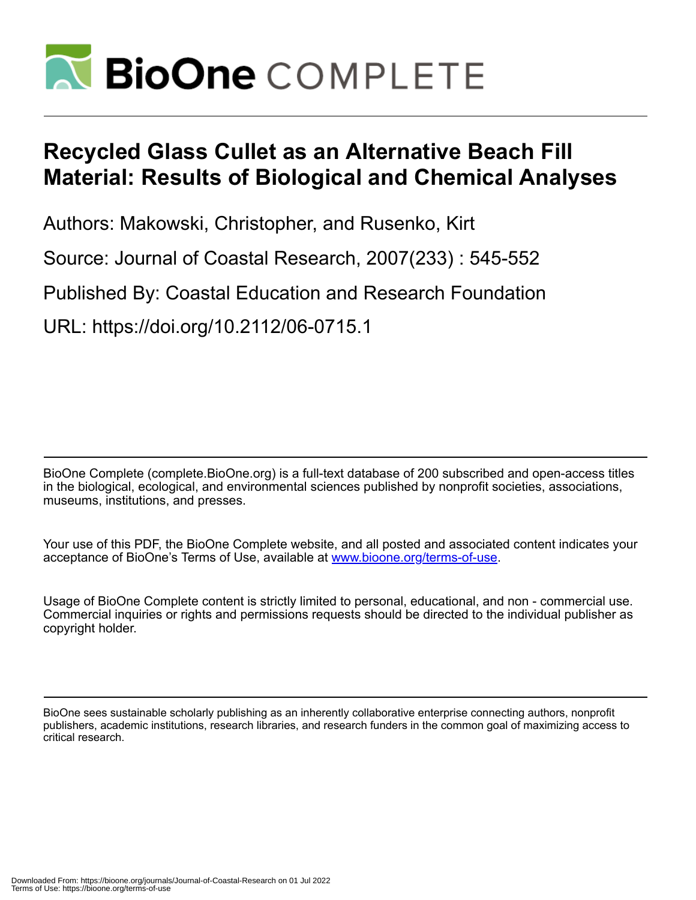# Recycled Glass Cullet as an Alternative Beach Fill Material: Results of Biological and Chemical Analyses

Authors: Makowski, Christopher, and Rusenko, Kirt

Source: Journal of Coastal Research, 2007(233) : 545-552

Published By: Coastal Education and Research Foundation

URL: https://doi.org/10.2112/06-0715.1

BioOne Complete (complete.BioOne.org) is a full-text database of 200 subscribed and open-access titles in the biological, ecological, and environmental sciences published by nonprofit societies, associations, museums, institutions, and presses.

Your use of this PDF, the BioOne Complete website, and all posted and associated content indicates your acceptance of BioOne's Terms of Use, available at www.bioone.org/terms-of-use.

Usage of BioOne Complete content is strictly limited to personal, educational, and non - commercial use. Commercial inquiries or rights and permissions requests should be directed to the individual publisher as copyright holder.

BioOne sees sustainable scholarly publishing as an inherently collaborative enterprise connecting authors, nonprofit publishers, academic institutions, research libraries, and research funders in the common goal of maximizing access to critical research.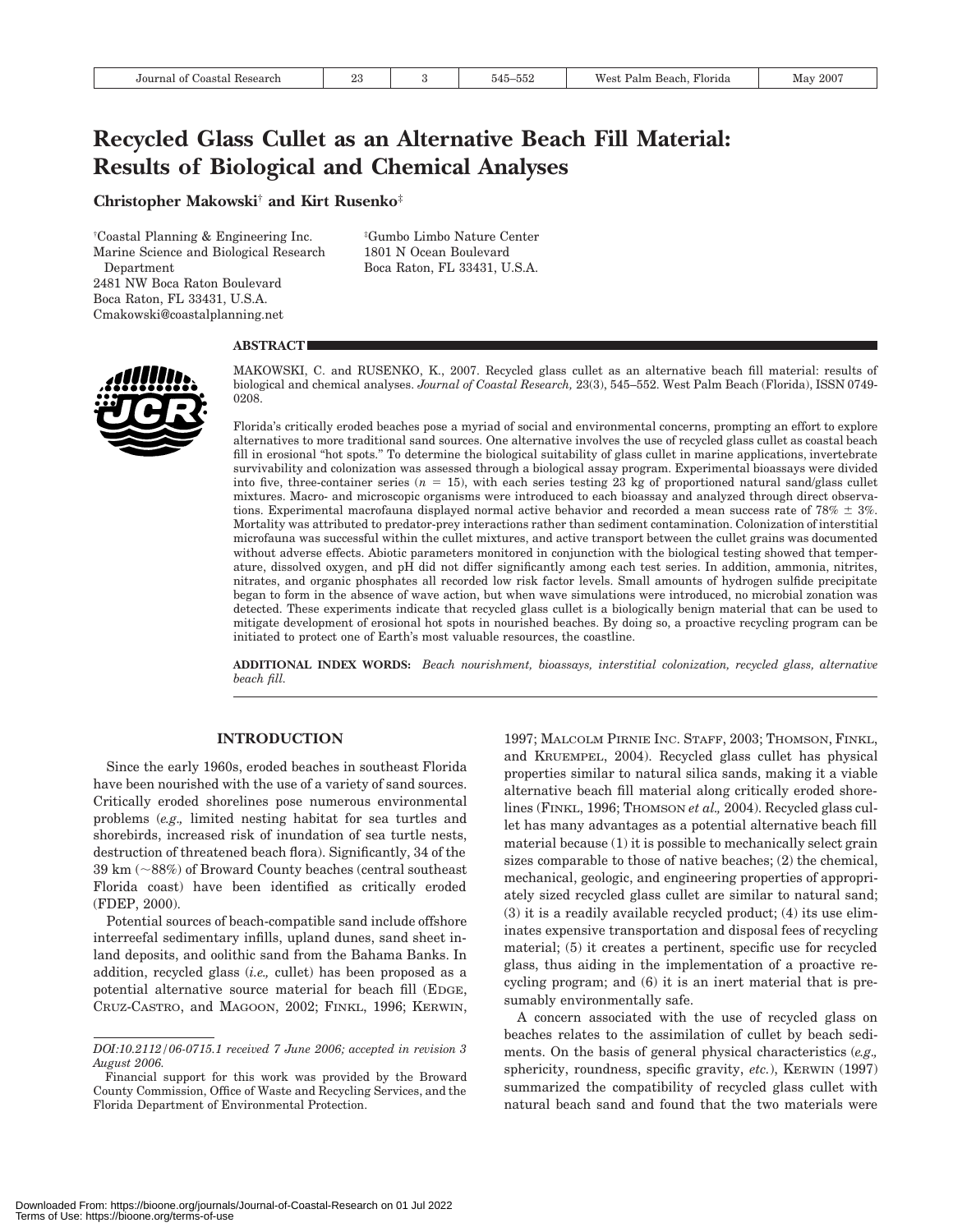# Recycled Glass Cullet as an Alternative Beach Fill Material: Results of Biological and Chemical Analyses

**Christopher Makowski**† **and Kirt Rusenko**‡

†Coastal Planning & Engineering Inc.
Marine Science and Biological Research Department
2481 NW Boca Raton Boulevard
Boca Raton, FL 33431, U.S.A.
Cmakowski@coastalplanning.net

‡Gumbo Limbo Nature Center
1801 N Ocean Boulevard
Boca Raton, FL 33431, U.S.A.

## ABSTRACT

MAKOWSKI, C. and RUSENKO, K., 2007. Recycled glass cullet as an alternative beach fill material: results of biological and chemical analyses. *Journal of Coastal Research,* 23(3), 545–552. West Palm Beach (Florida), ISSN 0749-0208.

Florida's critically eroded beaches pose a myriad of social and environmental concerns, prompting an effort to explore alternatives to more traditional sand sources. One alternative involves the use of recycled glass cullet as coastal beach fill in erosional "hot spots." To determine the biological suitability of glass cullet in marine applications, invertebrate survivability and colonization was assessed through a biological assay program. Experimental bioassays were divided into five, three-container series ($n = 15$), with each series testing 23 kg of proportioned natural sand/glass cullet mixtures. Macro- and microscopic organisms were introduced to each bioassay and analyzed through direct observations. Experimental macrofauna displayed normal active behavior and recorded a mean success rate of 78% ± 3%. Mortality was attributed to predator-prey interactions rather than sediment contamination. Colonization of interstitial microfauna was successful within the cullet mixtures, and active transport between the cullet grains was documented without adverse effects. Abiotic parameters monitored in conjunction with the biological testing showed that temperature, dissolved oxygen, and pH did not differ significantly among each test series. In addition, ammonia, nitrites, nitrates, and organic phosphates all recorded low risk factor levels. Small amounts of hydrogen sulfide precipitate began to form in the absence of wave action, but when wave simulations were introduced, no microbial zonation was detected. These experiments indicate that recycled glass cullet is a biologically benign material that can be used to mitigate development of erosional hot spots in nourished beaches. By doing so, a proactive recycling program can be initiated to protect one of Earth's most valuable resources, the coastline.

**ADDITIONAL INDEX WORDS:** *Beach nourishment, bioassays, interstitial colonization, recycled glass, alternative beach fill.*

## INTRODUCTION

Since the early 1960s, eroded beaches in southeast Florida have been nourished with the use of a variety of sand sources. Critically eroded shorelines pose numerous environmental problems (*e.g.,* limited nesting habitat for sea turtles and shorebirds, increased risk of inundation of sea turtle nests, destruction of threatened beach flora). Significantly, 34 of the 39 km (~88%) of Broward County beaches (central southeast Florida coast) have been identified as critically eroded (FDEP, 2000).

Potential sources of beach-compatible sand include offshore interreefal sedimentary infills, upland dunes, sand sheet inland deposits, and oolithic sand from the Bahama Banks. In addition, recycled glass (*i.e.,* cullet) has been proposed as a potential alternative source material for beach fill (EDGE, CRUZ-CASTRO, and MAGOON, 2002; FINKL, 1996; KERWIN, 1997; MALCOLM PIRNIE INC. STAFF, 2003; THOMSON, FINKL, and KRUEMPEL, 2004). Recycled glass cullet has physical properties similar to natural silica sands, making it a viable alternative beach fill material along critically eroded shorelines (FINKL, 1996; THOMSON *et al.,* 2004). Recycled glass cullet has many advantages as a potential alternative beach fill material because (1) it is possible to mechanically select grain sizes comparable to those of native beaches; (2) the chemical, mechanical, geologic, and engineering properties of appropriately sized recycled glass cullet are similar to natural sand; (3) it is a readily available recycled product; (4) its use eliminates expensive transportation and disposal fees of recycling material; (5) it creates a pertinent, specific use for recycled glass, thus aiding in the implementation of a proactive recycling program; and (6) it is an inert material that is presumably environmentally safe.

A concern associated with the use of recycled glass on beaches relates to the assimilation of cullet by beach sediments. On the basis of general physical characteristics (*e.g.,* sphericity, roundness, specific gravity, *etc.*), KERWIN (1997) summarized the compatibility of recycled glass cullet with natural beach sand and found that the two materials were

*DOI:10.2112/06-0715.1 received 7 June 2006; accepted in revision 3 August 2006.*

Financial support for this work was provided by the Broward County Commission, Office of Waste and Recycling Services, and the Florida Department of Environmental Protection.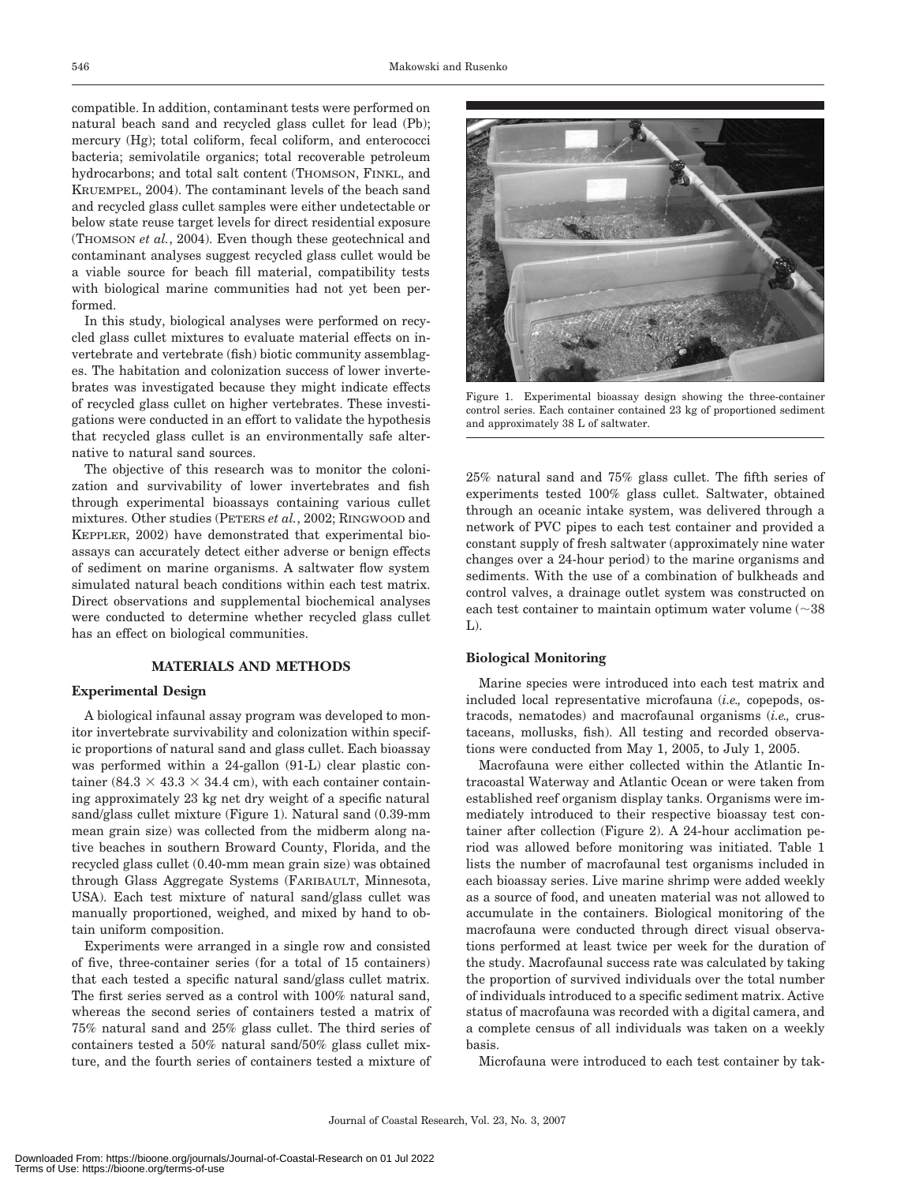compatible. In addition, contaminant tests were performed on natural beach sand and recycled glass cullet for lead (Pb); mercury (Hg); total coliform, fecal coliform, and enterococci bacteria; semivolatile organics; total recoverable petroleum hydrocarbons; and total salt content (THOMSON, FINKL, and KRUEMPEL, 2004). The contaminant levels of the beach sand and recycled glass cullet samples were either undetectable or below state reuse target levels for direct residential exposure (THOMSON *et al.*, 2004). Even though these geotechnical and contaminant analyses suggest recycled glass cullet would be a viable source for beach fill material, compatibility tests with biological marine communities had not yet been performed.

In this study, biological analyses were performed on recycled glass cullet mixtures to evaluate material effects on invertebrate and vertebrate (fish) biotic community assemblages. The habitation and colonization success of lower invertebrates was investigated because they might indicate effects of recycled glass cullet on higher vertebrates. These investigations were conducted in an effort to validate the hypothesis that recycled glass cullet is an environmentally safe alternative to natural sand sources.

The objective of this research was to monitor the colonization and survivability of lower invertebrates and fish through experimental bioassays containing various cullet mixtures. Other studies (PETERS *et al.*, 2002; RINGWOOD and KEPPLER, 2002) have demonstrated that experimental bioassays can accurately detect either adverse or benign effects of sediment on marine organisms. A saltwater flow system simulated natural beach conditions within each test matrix. Direct observations and supplemental biochemical analyses were conducted to determine whether recycled glass cullet has an effect on biological communities.

## MATERIALS AND METHODS

### Experimental Design

A biological infaunal assay program was developed to monitor invertebrate survivability and colonization within specific proportions of natural sand and glass cullet. Each bioassay was performed within a 24-gallon (91-L) clear plastic container (84.3 × 43.3 × 34.4 cm), with each container containing approximately 23 kg net dry weight of a specific natural sand/glass cullet mixture (Figure 1). Natural sand (0.39-mm mean grain size) was collected from the midberm along native beaches in southern Broward County, Florida, and the recycled glass cullet (0.40-mm mean grain size) was obtained through Glass Aggregate Systems (FARIBAULT, Minnesota, USA). Each test mixture of natural sand/glass cullet was manually proportioned, weighed, and mixed by hand to obtain uniform composition.

Experiments were arranged in a single row and consisted of five, three-container series (for a total of 15 containers) that each tested a specific natural sand/glass cullet matrix. The first series served as a control with 100% natural sand, whereas the second series of containers tested a matrix of 75% natural sand and 25% glass cullet. The third series of containers tested a 50% natural sand/50% glass cullet mixture, and the fourth series of containers tested a mixture of 25% natural sand and 75% glass cullet. The fifth series of experiments tested 100% glass cullet. Saltwater, obtained through an oceanic intake system, was delivered through a network of PVC pipes to each test container and provided a constant supply of fresh saltwater (approximately nine water changes over a 24-hour period) to the marine organisms and sediments. With the use of a combination of bulkheads and control valves, a drainage outlet system was constructed on each test container to maintain optimum water volume (~38 L).

Figure 1. Experimental bioassay design showing the three-container control series. Each container contained 23 kg of proportioned sediment and approximately 38 L of saltwater.

### Biological Monitoring

Marine species were introduced into each test matrix and included local representative microfauna (*i.e.,* copepods, ostracods, nematodes) and macrofaunal organisms (*i.e.,* crustaceans, mollusks, fish). All testing and recorded observations were conducted from May 1, 2005, to July 1, 2005.

Macrofauna were either collected within the Atlantic Intracoastal Waterway and Atlantic Ocean or were taken from established reef organism display tanks. Organisms were immediately introduced to their respective bioassay test container after collection (Figure 2). A 24-hour acclimation period was allowed before monitoring was initiated. Table 1 lists the number of macrofaunal test organisms included in each bioassay series. Live marine shrimp were added weekly as a source of food, and uneaten material was not allowed to accumulate in the containers. Biological monitoring of the macrofauna were conducted through direct visual observations performed at least twice per week for the duration of the study. Macrofaunal success rate was calculated by taking the proportion of survived individuals over the total number of individuals introduced to a specific sediment matrix. Active status of macrofauna was recorded with a digital camera, and a complete census of all individuals was taken on a weekly basis.

Microfauna were introduced to each test container by tak-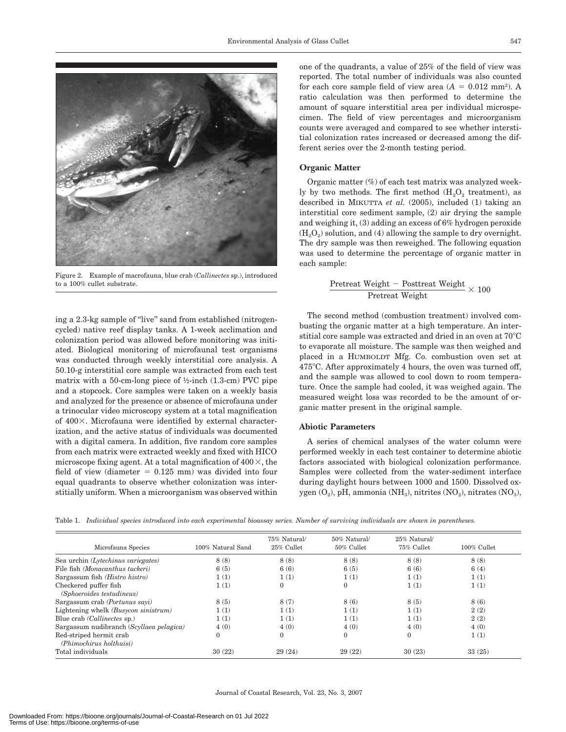Figure 2. Example of macrofauna, blue crab (*Callinectes* sp.), introduced to a 100% cullet substrate.

ing a 2.3-kg sample of "live" sand from established (nitrogen-cycled) native reef display tanks. A 1-week acclimation and colonization period was allowed before monitoring was initiated. Biological monitoring of microfaunal test organisms was conducted through weekly interstitial core analysis. A 50.10-g interstitial core sample was extracted from each test matrix with a 50-cm-long piece of ½-inch (1.3-cm) PVC pipe and a stopcock. Core samples were taken on a weekly basis and analyzed for the presence or absence of microfauna under a trinocular video microscopy system at a total magnification of 400×. Microfauna were identified by external characterization, and the active status of individuals was documented with a digital camera. In addition, five random core samples from each matrix were extracted weekly and fixed with HICO microscope fixing agent. At a total magnification of 400×, the field of view (diameter = 0.125 mm) was divided into four equal quadrants to observe whether colonization was interstitially uniform. When a microorganism was observed within one of the quadrants, a value of 25% of the field of view was reported. The total number of individuals was also counted for each core sample field of view area ($A = 0.012$ mm$^2$). A ratio calculation was then performed to determine the amount of square interstitial area per individual microspecimen. The field of view percentages and microorganism counts were averaged and compared to see whether interstitial colonization rates increased or decreased among the different series over the 2-month testing period.

### Organic Matter

Organic matter (%) of each test matrix was analyzed weekly by two methods. The first method ($H_2O_2$ treatment), as described in MIKUTTA *et al.* (2005), included (1) taking an interstitial core sediment sample, (2) air drying the sample and weighing it, (3) adding an excess of 6% hydrogen peroxide ($H_2O_2$) solution, and (4) allowing the sample to dry overnight. The dry sample was then reweighed. The following equation was used to determine the percentage of organic matter in each sample:

$$\frac{\text{Pretreat Weight} - \text{Posttreat Weight}}{\text{Pretreat Weight}} \times 100$$

The second method (combustion treatment) involved combusting the organic matter at a high temperature. An interstitial core sample was extracted and dried in an oven at 70°C to evaporate all moisture. The sample was then weighed and placed in a HUMBOLDT Mfg. Co. combustion oven set at 475°C. After approximately 4 hours, the oven was turned off, and the sample was allowed to cool down to room temperature. Once the sample had cooled, it was weighed again. The measured weight loss was recorded to be the amount of organic matter present in the original sample.

### Abiotic Parameters

A series of chemical analyses of the water column were performed weekly in each test container to determine abiotic factors associated with biological colonization performance. Samples were collected from the water-sediment interface during daylight hours between 1000 and 1500. Dissolved oxygen ($O_2$), pH, ammonia ($NH_3$), nitrites ($NO_2$), nitrates ($NO_3$),

Table 1. *Individual species introduced into each experimental bioassay series. Number of surviving individuals are shown in parentheses.*

| Microfauna Species | 100% Natural Sand | 75% Natural/ 25% Cullet | 50% Natural/ 50% Cullet | 25% Natural/ 75% Cullet | 100% Cullet |
|---|---|---|---|---|---|
| Sea urchin *(Lytechinus variegates)* | 8 (8) | 8 (8) | 8 (8) | 8 (8) | 8 (8) |
| File fish *(Monacanthus tuckeri)* | 6 (5) | 6 (6) | 6 (5) | 6 (6) | 6 (4) |
| Sargassum fish *(Histro histro)* | 1 (1) | 1 (1) | 1 (1) | 1 (1) | 1 (1) |
| Checkered puffer fish *(Sphoeroides testudineus)* | 1 (1) | 0 | 0 | 1 (1) | 1 (1) |
| Sargassum crab *(Portunus sayi)* | 8 (5) | 8 (7) | 8 (6) | 8 (5) | 8 (6) |
| Lightening whelk *(Busycon sinistrum)* | 1 (1) | 1 (1) | 1 (1) | 1 (1) | 2 (2) |
| Blue crab *(Callinectes* sp.) | 1 (1) | 1 (1) | 1 (1) | 1 (1) | 2 (2) |
| Sargassum nudibranch *(Scyllaea pelagica)* | 4 (0) | 4 (0) | 4 (0) | 4 (0) | 4 (0) |
| Red-striped hermit crab *(Phimochirus holthuisi)* | 0 | 0 | 0 | 0 | 1 (1) |
| Total individuals | 30 (22) | 29 (24) | 29 (22) | 30 (23) | 33 (25) |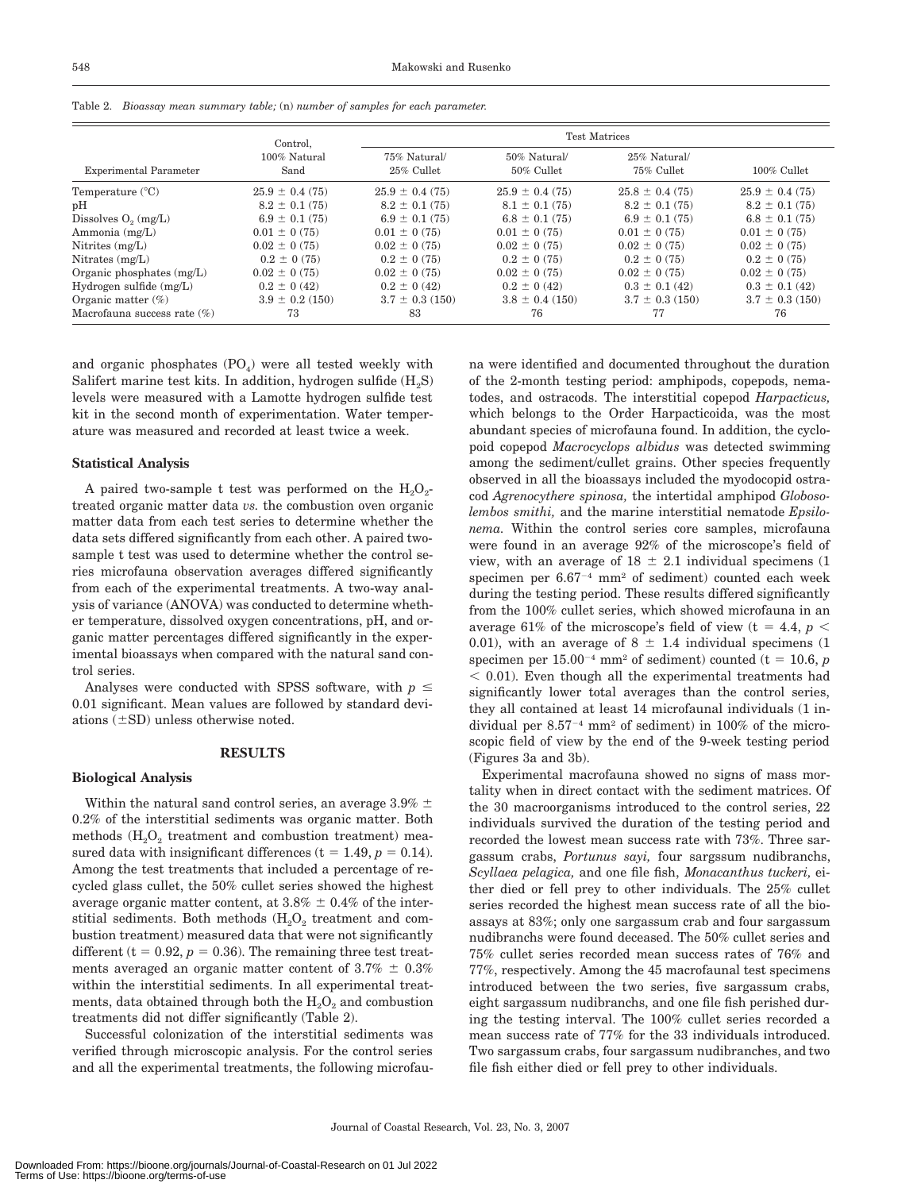Table 2. *Bioassay mean summary table;* (n) *number of samples for each parameter.*

| Experimental Parameter | Control, 100% Natural Sand | Test Matrices | | | |
|---|---|---|---|---|---|
| | | 75% Natural/ 25% Cullet | 50% Natural/ 50% Cullet | 25% Natural/ 75% Cullet | 100% Cullet |
| Temperature (°C) | 25.9 ± 0.4 (75) | 25.9 ± 0.4 (75) | 25.9 ± 0.4 (75) | 25.8 ± 0.4 (75) | 25.9 ± 0.4 (75) |
| pH | 8.2 ± 0.1 (75) | 8.2 ± 0.1 (75) | 8.1 ± 0.1 (75) | 8.2 ± 0.1 (75) | 8.2 ± 0.1 (75) |
| Dissolves $O_2$ (mg/L) | 6.9 ± 0.1 (75) | 6.9 ± 0.1 (75) | 6.8 ± 0.1 (75) | 6.9 ± 0.1 (75) | 6.8 ± 0.1 (75) |
| Ammonia (mg/L) | 0.01 ± 0 (75) | 0.01 ± 0 (75) | 0.01 ± 0 (75) | 0.01 ± 0 (75) | 0.01 ± 0 (75) |
| Nitrites (mg/L) | 0.02 ± 0 (75) | 0.02 ± 0 (75) | 0.02 ± 0 (75) | 0.02 ± 0 (75) | 0.02 ± 0 (75) |
| Nitrates (mg/L) | 0.2 ± 0 (75) | 0.2 ± 0 (75) | 0.2 ± 0 (75) | 0.2 ± 0 (75) | 0.2 ± 0 (75) |
| Organic phosphates (mg/L) | 0.02 ± 0 (75) | 0.02 ± 0 (75) | 0.02 ± 0 (75) | 0.02 ± 0 (75) | 0.02 ± 0 (75) |
| Hydrogen sulfide (mg/L) | 0.2 ± 0 (42) | 0.2 ± 0 (42) | 0.2 ± 0 (42) | 0.3 ± 0.1 (42) | 0.3 ± 0.1 (42) |
| Organic matter (%) | 3.9 ± 0.2 (150) | 3.7 ± 0.3 (150) | 3.8 ± 0.4 (150) | 3.7 ± 0.3 (150) | 3.7 ± 0.3 (150) |
| Macrofauna success rate (%) | 73 | 83 | 76 | 77 | 76 |

and organic phosphates ($PO_4$) were all tested weekly with Salifert marine test kits. In addition, hydrogen sulfide ($H_2S$) levels were measured with a Lamotte hydrogen sulfide test kit in the second month of experimentation. Water temperature was measured and recorded at least twice a week.

### Statistical Analysis

A paired two-sample t test was performed on the $H_2O_2$-treated organic matter data *vs.* the combustion oven organic matter data from each test series to determine whether the data sets differed significantly from each other. A paired two-sample t test was used to determine whether the control series microfauna observation averages differed significantly from each of the experimental treatments. A two-way analysis of variance (ANOVA) was conducted to determine whether temperature, dissolved oxygen concentrations, pH, and organic matter percentages differed significantly in the experimental bioassays when compared with the natural sand control series.

Analyses were conducted with SPSS software, with $p \leq 0.01$ significant. Mean values are followed by standard deviations (±SD) unless otherwise noted.

## RESULTS

### Biological Analysis

Within the natural sand control series, an average 3.9% ± 0.2% of the interstitial sediments was organic matter. Both methods ($H_2O_2$ treatment and combustion treatment) measured data with insignificant differences (t = 1.49, $p = 0.14$). Among the test treatments that included a percentage of recycled glass cullet, the 50% cullet series showed the highest average organic matter content, at 3.8% ± 0.4% of the interstitial sediments. Both methods ($H_2O_2$ treatment and combustion treatment) measured data that were not significantly different (t = 0.92, $p = 0.36$). The remaining three test treatments averaged an organic matter content of 3.7% ± 0.3% within the interstitial sediments. In all experimental treatments, data obtained through both the $H_2O_2$ and combustion treatments did not differ significantly (Table 2).

Successful colonization of the interstitial sediments was verified through microscopic analysis. For the control series and all the experimental treatments, the following microfauna were identified and documented throughout the duration of the 2-month testing period: amphipods, copepods, nematodes, and ostracods. The interstitial copepod *Harpacticus,* which belongs to the Order Harpacticoida, was the most abundant species of microfauna found. In addition, the cyclopoid copepod *Macrocyclops albidus* was detected swimming among the sediment/cullet grains. Other species frequently observed in all the bioassays included the myodocopid ostracod *Agrenocythere spinosa,* the intertidal amphipod *Globosolembos smithi,* and the marine interstitial nematode *Epsilonema.* Within the control series core samples, microfauna were found in an average 92% of the microscope's field of view, with an average of 18 ± 2.1 individual specimens (1 specimen per $6.67^{-4}$ $mm^2$ of sediment) counted each week during the testing period. These results differed significantly from the 100% cullet series, which showed microfauna in an average 61% of the microscope's field of view (t = 4.4, $p < 0.01$), with an average of 8 ± 1.4 individual specimens (1 specimen per $15.00^{-4}$ $mm^2$ of sediment) counted (t = 10.6, $p < 0.01$). Even though all the experimental treatments had significantly lower total averages than the control series, they all contained at least 14 microfaunal individuals (1 individual per $8.57^{-4}$ $mm^2$ of sediment) in 100% of the microscopic field of view by the end of the 9-week testing period (Figures 3a and 3b).

Experimental macrofauna showed no signs of mass mortality when in direct contact with the sediment matrices. Of the 30 macroorganisms introduced to the control series, 22 individuals survived the duration of the testing period and recorded the lowest mean success rate with 73%. Three sargassum crabs, *Portunus sayi,* four sargssum nudibranchs, *Scyllaea pelagica,* and one file fish, *Monacanthus tuckeri,* either died or fell prey to other individuals. The 25% cullet series recorded the highest mean success rate of all the bioassays at 83%; only one sargassum crab and four sargassum nudibranchs were found deceased. The 50% cullet series and 75% cullet series recorded mean success rates of 76% and 77%, respectively. Among the 45 macrofaunal test specimens introduced between the two series, five sargassum crabs, eight sargassum nudibranchs, and one file fish perished during the testing interval. The 100% cullet series recorded a mean success rate of 77% for the 33 individuals introduced. Two sargassum crabs, four sargassum nudibranches, and two file fish either died or fell prey to other individuals.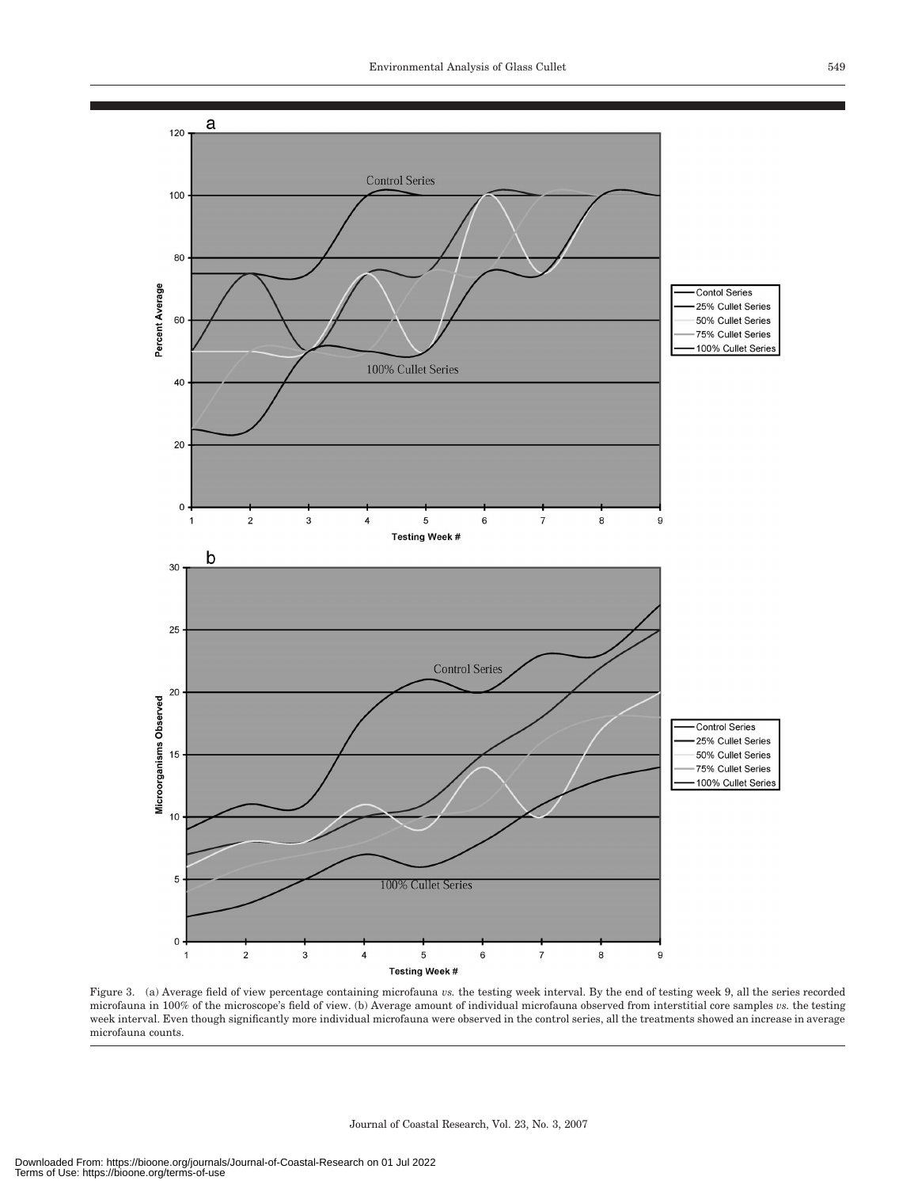Figure 3. (a) Average field of view percentage containing microfauna *vs.* the testing week interval. By the end of testing week 9, all the series recorded microfauna in 100% of the microscope's field of view. (b) Average amount of individual microfauna observed from interstitial core samples *vs.* the testing week interval. Even though significantly more individual microfauna were observed in the control series, all the treatments showed an increase in average microfauna counts.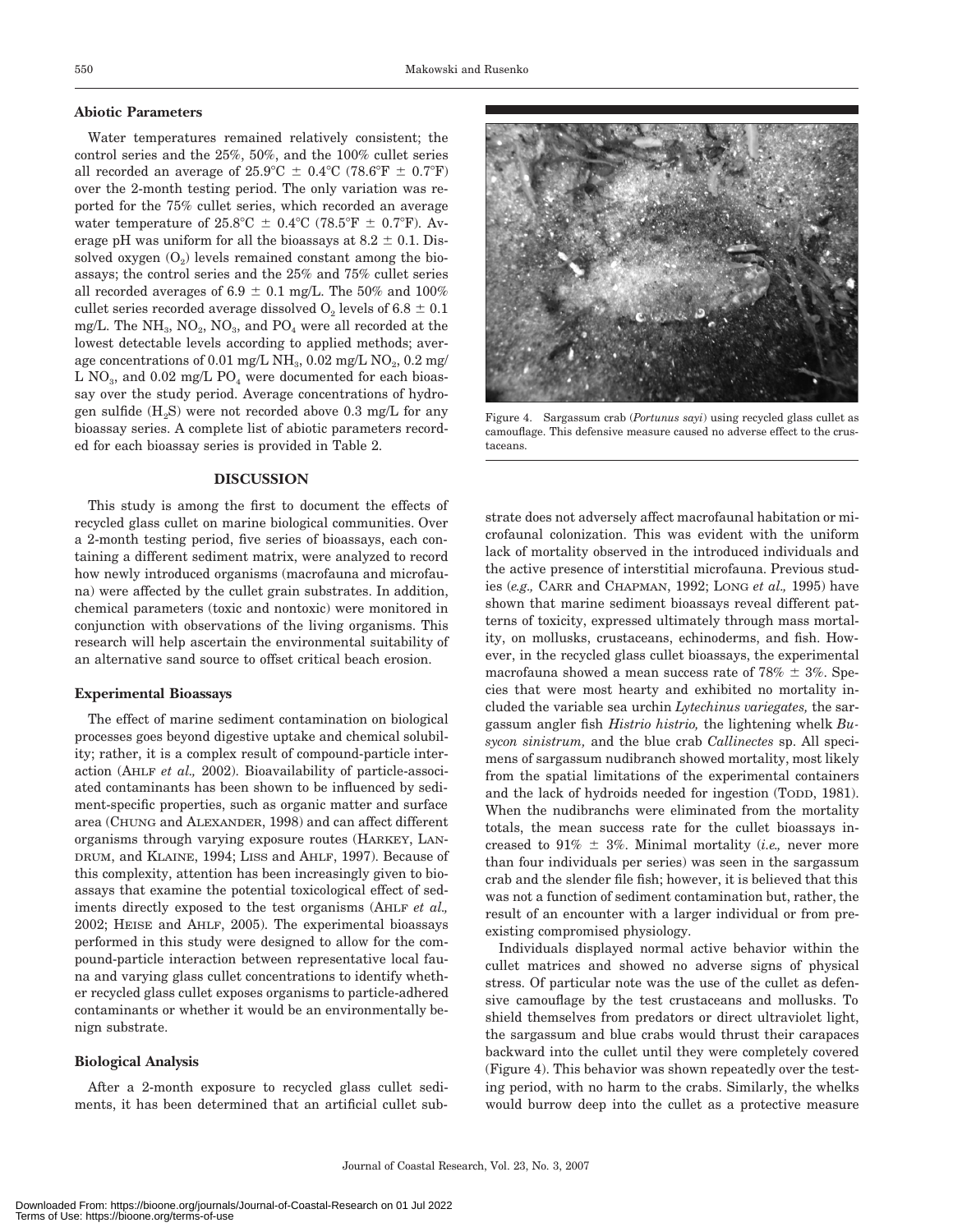### Abiotic Parameters

Water temperatures remained relatively consistent; the control series and the 25%, 50%, and the 100% cullet series all recorded an average of 25.9°C ± 0.4°C (78.6°F ± 0.7°F) over the 2-month testing period. The only variation was reported for the 75% cullet series, which recorded an average water temperature of 25.8°C ± 0.4°C (78.5°F ± 0.7°F). Average pH was uniform for all the bioassays at 8.2 ± 0.1. Dissolved oxygen ($O_2$) levels remained constant among the bioassays; the control series and the 25% and 75% cullet series all recorded averages of 6.9 ± 0.1 mg/L. The 50% and 100% cullet series recorded average dissolved $O_2$ levels of 6.8 ± 0.1 mg/L. The $NH_3$, $NO_2$, $NO_3$, and $PO_4$ were all recorded at the lowest detectable levels according to applied methods; average concentrations of 0.01 mg/L $NH_3$, 0.02 mg/L $NO_2$, 0.2 mg/L $NO_3$, and 0.02 mg/L $PO_4$ were documented for each bioassay over the study period. Average concentrations of hydrogen sulfide ($H_2S$) were not recorded above 0.3 mg/L for any bioassay series. A complete list of abiotic parameters recorded for each bioassay series is provided in Table 2.

## DISCUSSION

This study is among the first to document the effects of recycled glass cullet on marine biological communities. Over a 2-month testing period, five series of bioassays, each containing a different sediment matrix, were analyzed to record how newly introduced organisms (macrofauna and microfauna) were affected by the cullet grain substrates. In addition, chemical parameters (toxic and nontoxic) were monitored in conjunction with observations of the living organisms. This research will help ascertain the environmental suitability of an alternative sand source to offset critical beach erosion.

### Experimental Bioassays

The effect of marine sediment contamination on biological processes goes beyond digestive uptake and chemical solubility; rather, it is a complex result of compound-particle interaction (AHLF *et al.,* 2002). Bioavailability of particle-associated contaminants has been shown to be influenced by sediment-specific properties, such as organic matter and surface area (CHUNG and ALEXANDER, 1998) and can affect different organisms through varying exposure routes (HARKEY, LANDRUM, and KLAINE, 1994; LISS and AHLF, 1997). Because of this complexity, attention has been increasingly given to bioassays that examine the potential toxicological effect of sediments directly exposed to the test organisms (AHLF *et al.,* 2002; HEISE and AHLF, 2005). The experimental bioassays performed in this study were designed to allow for the compound-particle interaction between representative local fauna and varying glass cullet concentrations to identify whether recycled glass cullet exposes organisms to particle-adhered contaminants or whether it would be an environmentally benign substrate.

### Biological Analysis

After a 2-month exposure to recycled glass cullet sediments, it has been determined that an artificial cullet substrate does not adversely affect macrofaunal habitation or microfaunal colonization. This was evident with the uniform lack of mortality observed in the introduced individuals and the active presence of interstitial microfauna. Previous studies (*e.g.,* CARR and CHAPMAN, 1992; LONG *et al.,* 1995) have shown that marine sediment bioassays reveal different patterns of toxicity, expressed ultimately through mass mortality, on mollusks, crustaceans, echinoderms, and fish. However, in the recycled glass cullet bioassays, the experimental macrofauna showed a mean success rate of 78% ± 3%. Species that were most hearty and exhibited no mortality included the variable sea urchin *Lytechinus variegates,* the sargassum angler fish *Histrio histrio,* the lightening whelk *Busycon sinistrum,* and the blue crab *Callinectes* sp. All specimens of sargassum nudibranch showed mortality, most likely from the spatial limitations of the experimental containers and the lack of hydroids needed for ingestion (TODD, 1981). When the nudibranchs were eliminated from the mortality totals, the mean success rate for the cullet bioassays increased to 91% ± 3%. Minimal mortality (*i.e.,* never more than four individuals per series) was seen in the sargassum crab and the slender file fish; however, it is believed that this was not a function of sediment contamination but, rather, the result of an encounter with a larger individual or from preexisting compromised physiology.

Figure 4. Sargassum crab (*Portunus sayi*) using recycled glass cullet as camouflage. This defensive measure caused no adverse effect to the crustaceans.

Individuals displayed normal active behavior within the cullet matrices and showed no adverse signs of physical stress. Of particular note was the use of the cullet as defensive camouflage by the test crustaceans and mollusks. To shield themselves from predators or direct ultraviolet light, the sargassum and blue crabs would thrust their carapaces backward into the cullet until they were completely covered (Figure 4). This behavior was shown repeatedly over the testing period, with no harm to the crabs. Similarly, the whelks would burrow deep into the cullet as a protective measure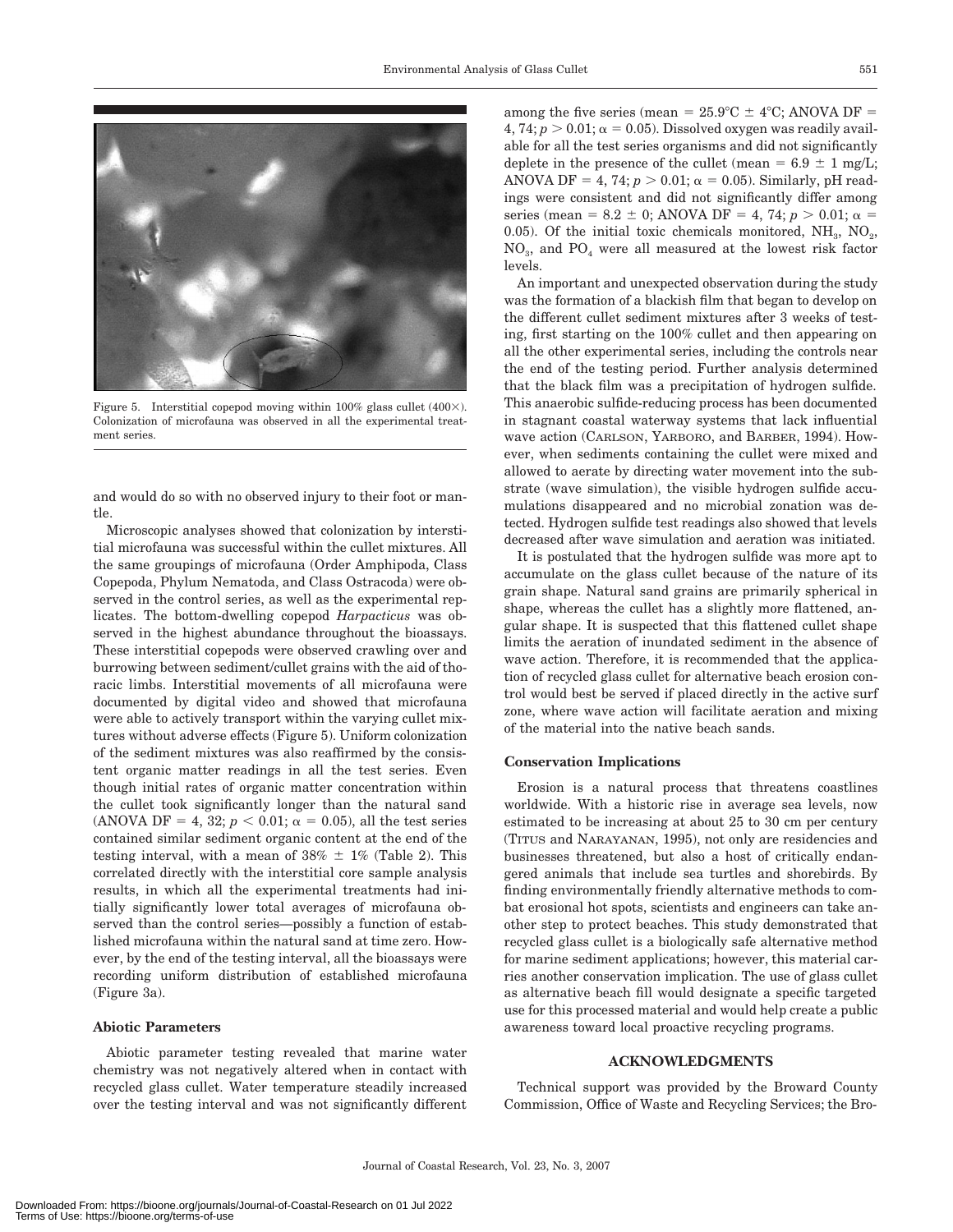Figure 5. Interstitial copepod moving within 100% glass cullet (400×). Colonization of microfauna was observed in all the experimental treatment series.

and would do so with no observed injury to their foot or mantle.

Microscopic analyses showed that colonization by interstitial microfauna was successful within the cullet mixtures. All the same groupings of microfauna (Order Amphipoda, Class Copepoda, Phylum Nematoda, and Class Ostracoda) were observed in the control series, as well as the experimental replicates. The bottom-dwelling copepod *Harpacticus* was observed in the highest abundance throughout the bioassays. These interstitial copepods were observed crawling over and burrowing between sediment/cullet grains with the aid of thoracic limbs. Interstitial movements of all microfauna were documented by digital video and showed that microfauna were able to actively transport within the varying cullet mixtures without adverse effects (Figure 5). Uniform colonization of the sediment mixtures was also reaffirmed by the consistent organic matter readings in all the test series. Even though initial rates of organic matter concentration within the cullet took significantly longer than the natural sand (ANOVA DF = 4, 32; $p < 0.01$; $\alpha = 0.05$), all the test series contained similar sediment organic content at the end of the testing interval, with a mean of 38% ± 1% (Table 2). This correlated directly with the interstitial core sample analysis results, in which all the experimental treatments had initially significantly lower total averages of microfauna observed than the control series—possibly a function of established microfauna within the natural sand at time zero. However, by the end of the testing interval, all the bioassays were recording uniform distribution of established microfauna (Figure 3a).

### Abiotic Parameters

Abiotic parameter testing revealed that marine water chemistry was not negatively altered when in contact with recycled glass cullet. Water temperature steadily increased over the testing interval and was not significantly different among the five series (mean = 25.9°C ± 4°C; ANOVA DF = 4, 74; $p > 0.01$; $\alpha = 0.05$). Dissolved oxygen was readily available for all the test series organisms and did not significantly deplete in the presence of the cullet (mean = 6.9 ± 1 mg/L; ANOVA DF = 4, 74; $p > 0.01$; $\alpha = 0.05$). Similarly, pH readings were consistent and did not significantly differ among series (mean = 8.2 ± 0; ANOVA DF = 4, 74; $p > 0.01$; $\alpha = 0.05$). Of the initial toxic chemicals monitored, $NH_3$, $NO_2$, $NO_3$, and $PO_4$ were all measured at the lowest risk factor levels.

An important and unexpected observation during the study was the formation of a blackish film that began to develop on the different cullet sediment mixtures after 3 weeks of testing, first starting on the 100% cullet and then appearing on all the other experimental series, including the controls near the end of the testing period. Further analysis determined that the black film was a precipitation of hydrogen sulfide. This anaerobic sulfide-reducing process has been documented in stagnant coastal waterway systems that lack influential wave action (Carlson, Yarboro, and Barber, 1994). However, when sediments containing the cullet were mixed and allowed to aerate by directing water movement into the substrate (wave simulation), the visible hydrogen sulfide accumulations disappeared and no microbial zonation was detected. Hydrogen sulfide test readings also showed that levels decreased after wave simulation and aeration was initiated.

It is postulated that the hydrogen sulfide was more apt to accumulate on the glass cullet because of the nature of its grain shape. Natural sand grains are primarily spherical in shape, whereas the cullet has a slightly more flattened, angular shape. It is suspected that this flattened cullet shape limits the aeration of inundated sediment in the absence of wave action. Therefore, it is recommended that the application of recycled glass cullet for alternative beach erosion control would best be served if placed directly in the active surf zone, where wave action will facilitate aeration and mixing of the material into the native beach sands.

### Conservation Implications

Erosion is a natural process that threatens coastlines worldwide. With a historic rise in average sea levels, now estimated to be increasing at about 25 to 30 cm per century (Titus and Narayanan, 1995), not only are residencies and businesses threatened, but also a host of critically endangered animals that include sea turtles and shorebirds. By finding environmentally friendly alternative methods to combat erosional hot spots, scientists and engineers can take another step to protect beaches. This study demonstrated that recycled glass cullet is a biologically safe alternative method for marine sediment applications; however, this material carries another conservation implication. The use of glass cullet as alternative beach fill would designate a specific targeted use for this processed material and would help create a public awareness toward local proactive recycling programs.

## ACKNOWLEDGMENTS

Technical support was provided by the Broward County Commission, Office of Waste and Recycling Services; the Bro-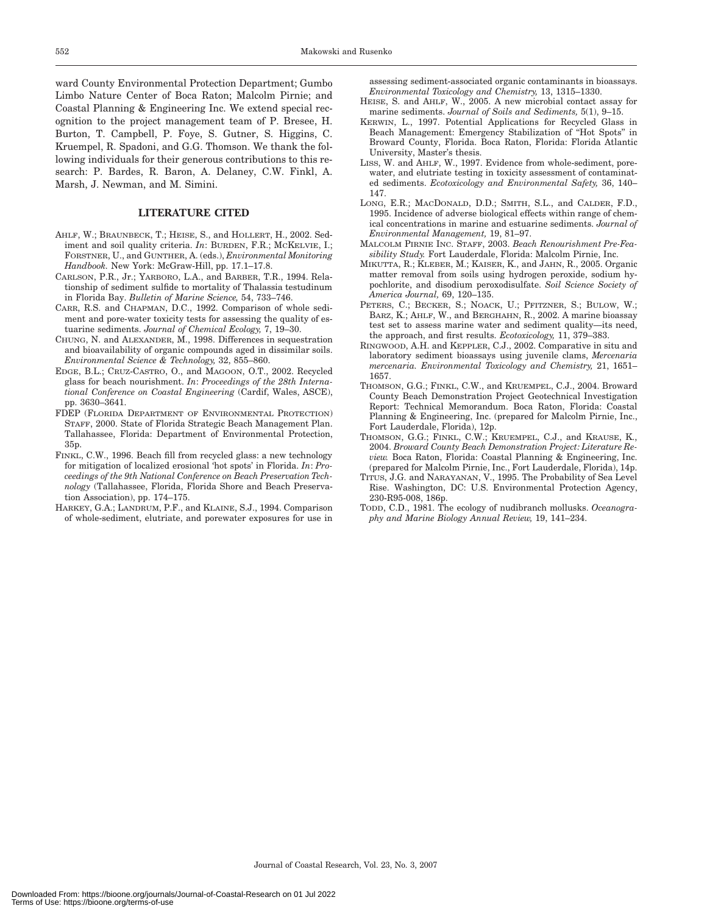ward County Environmental Protection Department; Gumbo Limbo Nature Center of Boca Raton; Malcolm Pirnie; and Coastal Planning & Engineering Inc. We extend special recognition to the project management team of P. Bresee, H. Burton, T. Campbell, P. Foye, S. Gutner, S. Higgins, C. Kruempel, R. Spadoni, and G.G. Thomson. We thank the following individuals for their generous contributions to this research: P. Bardes, R. Baron, A. Delaney, C.W. Finkl, A. Marsh, J. Newman, and M. Simini.

## LITERATURE CITED

Ahlf, W.; Braunbeck, T.; Heise, S., and Hollert, H., 2002. Sediment and soil quality criteria. *In*: Burden, F.R.; McKelvie, I.; Forstner, U., and Gunther, A. (eds.), *Environmental Monitoring Handbook.* New York: McGraw-Hill, pp. 17.1–17.8.

Carlson, P.R., Jr.; Yarboro, L.A., and Barber, T.R., 1994. Relationship of sediment sulfide to mortality of Thalassia testudinum in Florida Bay. *Bulletin of Marine Science,* 54, 733–746.

Carr, R.S. and Chapman, D.C., 1992. Comparison of whole sediment and pore-water toxicity tests for assessing the quality of estuarine sediments. *Journal of Chemical Ecology,* 7, 19–30.

Chung, N. and Alexander, M., 1998. Differences in sequestration and bioavailability of organic compounds aged in dissimilar soils. *Environmental Science & Technology,* 32, 855–860.

Edge, B.L.; Cruz-Castro, O., and Magoon, O.T., 2002. Recycled glass for beach nourishment. *In*: *Proceedings of the 28th International Conference on Coastal Engineering* (Cardif, Wales, ASCE), pp. 3630–3641.

FDEP (Florida Department of Environmental Protection) Staff, 2000. State of Florida Strategic Beach Management Plan. Tallahassee, Florida: Department of Environmental Protection, 35p.

Finkl, C.W., 1996. Beach fill from recycled glass: a new technology for mitigation of localized erosional 'hot spots' in Florida. *In*: *Proceedings of the 9th National Conference on Beach Preservation Technology* (Tallahassee, Florida, Florida Shore and Beach Preservation Association), pp. 174–175.

Harkey, G.A.; Landrum, P.F., and Klaine, S.J., 1994. Comparison of whole-sediment, elutriate, and porewater exposures for use in assessing sediment-associated organic contaminants in bioassays. *Environmental Toxicology and Chemistry,* 13, 1315–1330.

Heise, S. and Ahlf, W., 2005. A new microbial contact assay for marine sediments. *Journal of Soils and Sediments,* 5(1), 9–15.

Kerwin, L., 1997. Potential Applications for Recycled Glass in Beach Management: Emergency Stabilization of "Hot Spots" in Broward County, Florida. Boca Raton, Florida: Florida Atlantic University, Master's thesis.

Liss, W. and Ahlf, W., 1997. Evidence from whole-sediment, porewater, and elutriate testing in toxicity assessment of contaminated sediments. *Ecotoxicology and Environmental Safety,* 36, 140–147.

Long, E.R.; MacDonald, D.D.; Smith, S.L., and Calder, F.D., 1995. Incidence of adverse biological effects within range of chemical concentrations in marine and estuarine sediments. *Journal of Environmental Management,* 19, 81–97.

Malcolm Pirnie Inc. Staff, 2003. *Beach Renourishment Pre-Feasibility Study.* Fort Lauderdale, Florida: Malcolm Pirnie, Inc.

Mikutta, R.; Kleber, M.; Kaiser, K., and Jahn, R., 2005. Organic matter removal from soils using hydrogen peroxide, sodium hypochlorite, and disodium peroxodisulfate. *Soil Science Society of America Journal,* 69, 120–135.

Peters, C.; Becker, S.; Noack, U.; Pfitzner, S.; Bulow, W.; Barz, K.; Ahlf, W., and Berghahn, R., 2002. A marine bioassay test set to assess marine water and sediment quality—its need, the approach, and first results. *Ecotoxicology,* 11, 379–383.

Ringwood, A.H. and Keppler, C.J., 2002. Comparative in situ and laboratory sediment bioassays using juvenile clams, *Mercenaria mercenaria. Environmental Toxicology and Chemistry,* 21, 1651–1657.

Thomson, G.G.; Finkl, C.W., and Kruempel, C.J., 2004. Broward County Beach Demonstration Project Geotechnical Investigation Report: Technical Memorandum. Boca Raton, Florida: Coastal Planning & Engineering, Inc. (prepared for Malcolm Pirnie, Inc., Fort Lauderdale, Florida), 12p.

Thomson, G.G.; Finkl, C.W.; Kruempel, C.J., and Krause, K., 2004. *Broward County Beach Demonstration Project: Literature Review.* Boca Raton, Florida: Coastal Planning & Engineering, Inc. (prepared for Malcolm Pirnie, Inc., Fort Lauderdale, Florida), 14p.

Titus, J.G. and Narayanan, V., 1995. The Probability of Sea Level Rise. Washington, DC: U.S. Environmental Protection Agency, 230-R95-008, 186p.

Todd, C.D., 1981. The ecology of nudibranch mollusks. *Oceanography and Marine Biology Annual Review,* 19, 141–234.